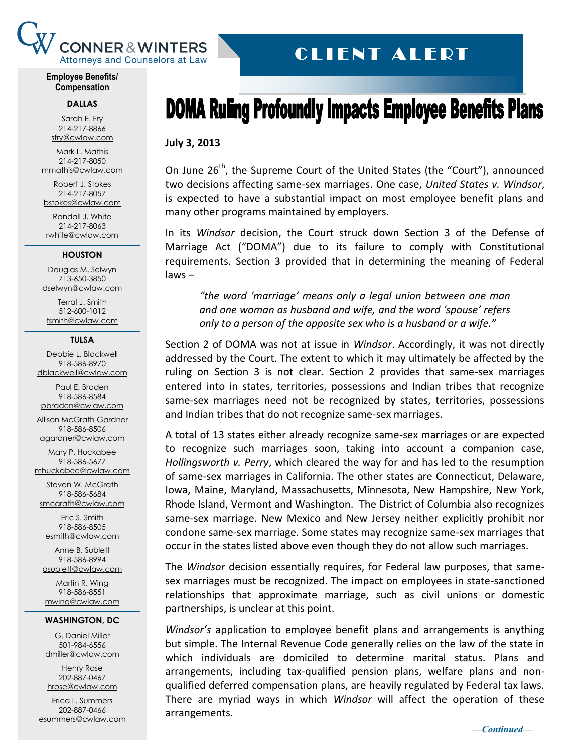CONNER & WINTERS
Attorneys and Counselors at Law

# CLIENT ALERT

**Employee Benefits/ Compensation**

**DALLAS**

Sarah E. Fry
214-217-8866
sfry@cwlaw.com

Mark L. Mathis
214-217-8050
mmathis@cwlaw.com

Robert J. Stokes
214-217-8057
bstokes@cwlaw.com

Randall J. White
214-217-8063
rwhite@cwlaw.com

**HOUSTON**

Douglas M. Selwyn
713-650-3850
dselwyn@cwlaw.com

Terral J. Smith
512-600-1012
tsmith@cwlaw.com

**TULSA**

Debbie L. Blackwell
918-586-8970
dblackwell@cwlaw.com

Paul E. Braden
918-586-8584
pbraden@cwlaw.com

Allison McGrath Gardner
918-586-8506
agardner@cwlaw.com

Mary P. Huckabee
918-586-5677
mhuckabee@cwlaw.com

Steven W. McGrath
918-586-5684
smcgrath@cwlaw.com

Eric S. Smith
918-586-8505
esmith@cwlaw.com

Anne B. Sublett
918-586-8994
asublett@cwlaw.com

Martin R. Wing
918-586-8551
mwing@cwlaw.com

**WASHINGTON, DC**

G. Daniel Miller
501-984-6556
dmiller@cwlaw.com

Henry Rose
202-887-0467
hrose@cwlaw.com

Erica L. Summers
202-887-0466
esummers@cwlaw.com

# DOMA Ruling Profoundly Impacts Employee Benefits Plans

**July 3, 2013**

On June 26th, the Supreme Court of the United States (the "Court"), announced two decisions affecting same-sex marriages. One case, *United States v. Windsor*, is expected to have a substantial impact on most employee benefit plans and many other programs maintained by employers.

In its *Windsor* decision, the Court struck down Section 3 of the Defense of Marriage Act ("DOMA") due to its failure to comply with Constitutional requirements. Section 3 provided that in determining the meaning of Federal laws –

> *"the word 'marriage' means only a legal union between one man and one woman as husband and wife, and the word 'spouse' refers only to a person of the opposite sex who is a husband or a wife."*

Section 2 of DOMA was not at issue in *Windsor*. Accordingly, it was not directly addressed by the Court. The extent to which it may ultimately be affected by the ruling on Section 3 is not clear. Section 2 provides that same-sex marriages entered into in states, territories, possessions and Indian tribes that recognize same-sex marriages need not be recognized by states, territories, possessions and Indian tribes that do not recognize same-sex marriages.

A total of 13 states either already recognize same-sex marriages or are expected to recognize such marriages soon, taking into account a companion case, *Hollingsworth v. Perry*, which cleared the way for and has led to the resumption of same-sex marriages in California. The other states are Connecticut, Delaware, Iowa, Maine, Maryland, Massachusetts, Minnesota, New Hampshire, New York, Rhode Island, Vermont and Washington. The District of Columbia also recognizes same-sex marriage. New Mexico and New Jersey neither explicitly prohibit nor condone same-sex marriage. Some states may recognize same-sex marriages that occur in the states listed above even though they do not allow such marriages.

The *Windsor* decision essentially requires, for Federal law purposes, that same-sex marriages must be recognized. The impact on employees in state-sanctioned relationships that approximate marriage, such as civil unions or domestic partnerships, is unclear at this point.

*Windsor's* application to employee benefit plans and arrangements is anything but simple. The Internal Revenue Code generally relies on the law of the state in which individuals are domiciled to determine marital status. Plans and arrangements, including tax-qualified pension plans, welfare plans and non-qualified deferred compensation plans, are heavily regulated by Federal tax laws. There are myriad ways in which *Windsor* will affect the operation of these arrangements.

*—Continued—*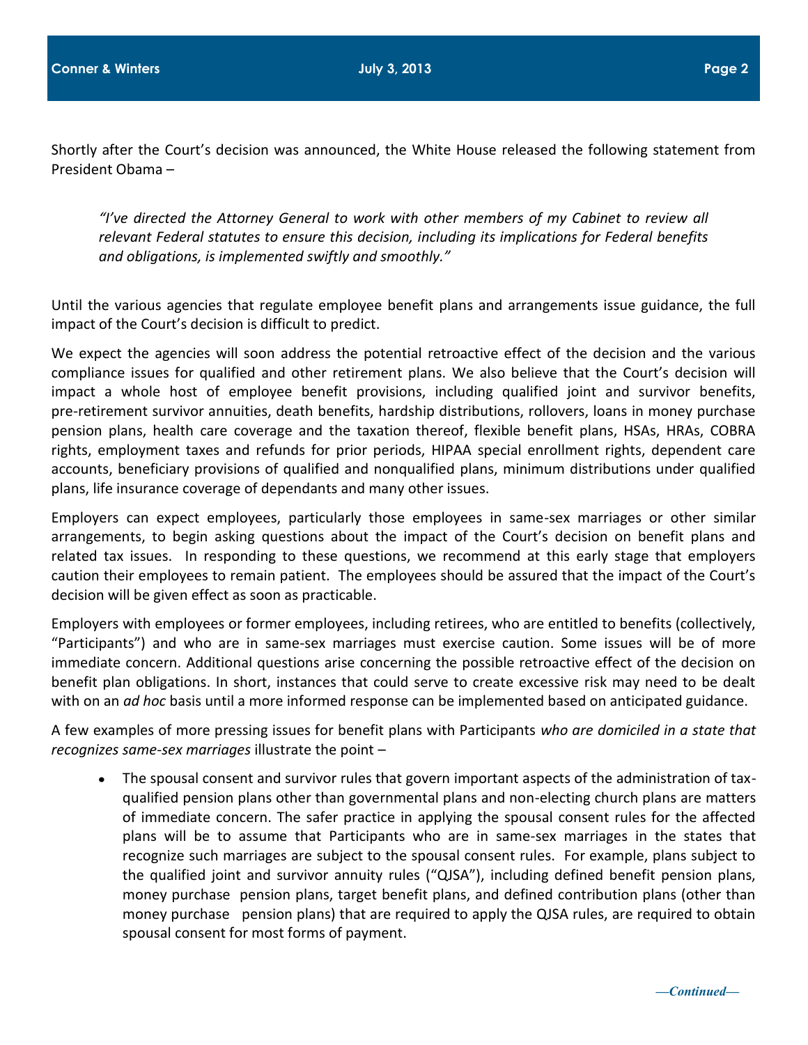Shortly after the Court's decision was announced, the White House released the following statement from President Obama –

> *"I've directed the Attorney General to work with other members of my Cabinet to review all relevant Federal statutes to ensure this decision, including its implications for Federal benefits and obligations, is implemented swiftly and smoothly."*

Until the various agencies that regulate employee benefit plans and arrangements issue guidance, the full impact of the Court's decision is difficult to predict.

We expect the agencies will soon address the potential retroactive effect of the decision and the various compliance issues for qualified and other retirement plans. We also believe that the Court's decision will impact a whole host of employee benefit provisions, including qualified joint and survivor benefits, pre-retirement survivor annuities, death benefits, hardship distributions, rollovers, loans in money purchase pension plans, health care coverage and the taxation thereof, flexible benefit plans, HSAs, HRAs, COBRA rights, employment taxes and refunds for prior periods, HIPAA special enrollment rights, dependent care accounts, beneficiary provisions of qualified and nonqualified plans, minimum distributions under qualified plans, life insurance coverage of dependants and many other issues.

Employers can expect employees, particularly those employees in same-sex marriages or other similar arrangements, to begin asking questions about the impact of the Court's decision on benefit plans and related tax issues. In responding to these questions, we recommend at this early stage that employers caution their employees to remain patient. The employees should be assured that the impact of the Court's decision will be given effect as soon as practicable.

Employers with employees or former employees, including retirees, who are entitled to benefits (collectively, "Participants") and who are in same-sex marriages must exercise caution. Some issues will be of more immediate concern. Additional questions arise concerning the possible retroactive effect of the decision on benefit plan obligations. In short, instances that could serve to create excessive risk may need to be dealt with on an *ad hoc* basis until a more informed response can be implemented based on anticipated guidance.

A few examples of more pressing issues for benefit plans with Participants *who are domiciled in a state that recognizes same-sex marriages* illustrate the point –

- The spousal consent and survivor rules that govern important aspects of the administration of tax-qualified pension plans other than governmental plans and non-electing church plans are matters of immediate concern. The safer practice in applying the spousal consent rules for the affected plans will be to assume that Participants who are in same-sex marriages in the states that recognize such marriages are subject to the spousal consent rules. For example, plans subject to the qualified joint and survivor annuity rules ("QJSA"), including defined benefit pension plans, money purchase pension plans, target benefit plans, and defined contribution plans (other than money purchase pension plans) that are required to apply the QJSA rules, are required to obtain spousal consent for most forms of payment.

*—Continued—*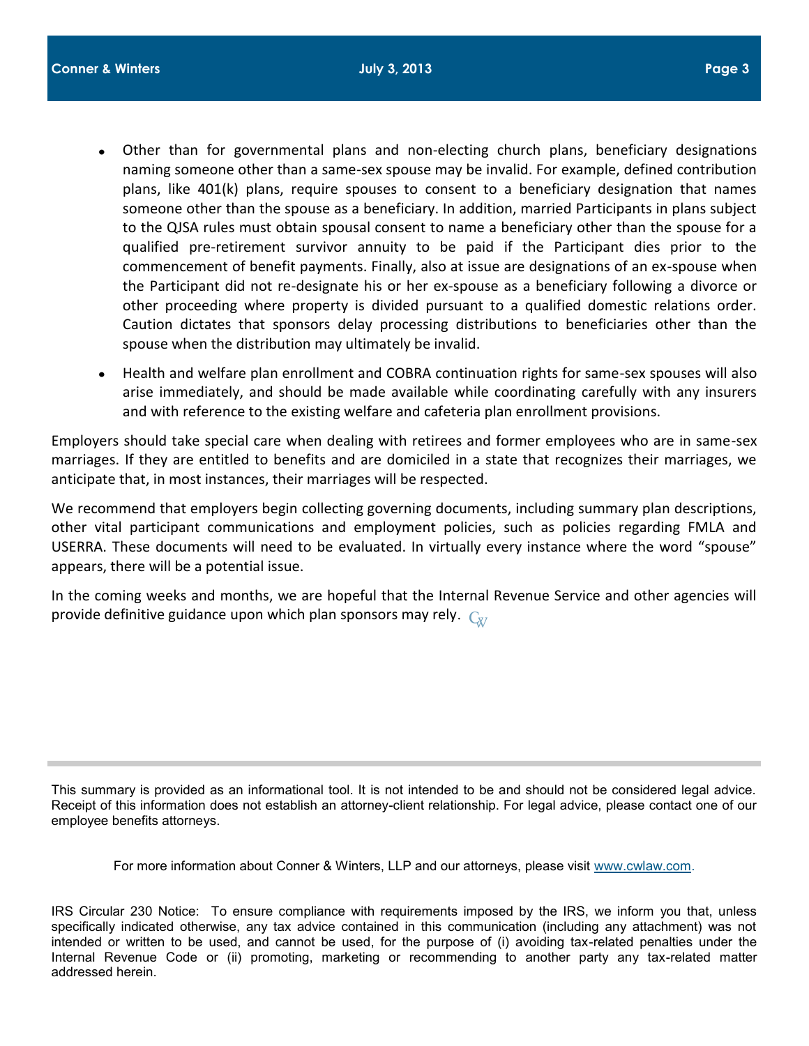- Other than for governmental plans and non-electing church plans, beneficiary designations naming someone other than a same-sex spouse may be invalid. For example, defined contribution plans, like 401(k) plans, require spouses to consent to a beneficiary designation that names someone other than the spouse as a beneficiary. In addition, married Participants in plans subject to the QJSA rules must obtain spousal consent to name a beneficiary other than the spouse for a qualified pre-retirement survivor annuity to be paid if the Participant dies prior to the commencement of benefit payments. Finally, also at issue are designations of an ex-spouse when the Participant did not re-designate his or her ex-spouse as a beneficiary following a divorce or other proceeding where property is divided pursuant to a qualified domestic relations order. Caution dictates that sponsors delay processing distributions to beneficiaries other than the spouse when the distribution may ultimately be invalid.
- Health and welfare plan enrollment and COBRA continuation rights for same-sex spouses will also arise immediately, and should be made available while coordinating carefully with any insurers and with reference to the existing welfare and cafeteria plan enrollment provisions.

Employers should take special care when dealing with retirees and former employees who are in same-sex marriages. If they are entitled to benefits and are domiciled in a state that recognizes their marriages, we anticipate that, in most instances, their marriages will be respected.

We recommend that employers begin collecting governing documents, including summary plan descriptions, other vital participant communications and employment policies, such as policies regarding FMLA and USERRA. These documents will need to be evaluated. In virtually every instance where the word "spouse" appears, there will be a potential issue.

In the coming weeks and months, we are hopeful that the Internal Revenue Service and other agencies will provide definitive guidance upon which plan sponsors may rely.

---

This summary is provided as an informational tool. It is not intended to be and should not be considered legal advice. Receipt of this information does not establish an attorney-client relationship. For legal advice, please contact one of our employee benefits attorneys.

For more information about Conner & Winters, LLP and our attorneys, please visit www.cwlaw.com.

IRS Circular 230 Notice: To ensure compliance with requirements imposed by the IRS, we inform you that, unless specifically indicated otherwise, any tax advice contained in this communication (including any attachment) was not intended or written to be used, and cannot be used, for the purpose of (i) avoiding tax-related penalties under the Internal Revenue Code or (ii) promoting, marketing or recommending to another party any tax-related matter addressed herein.